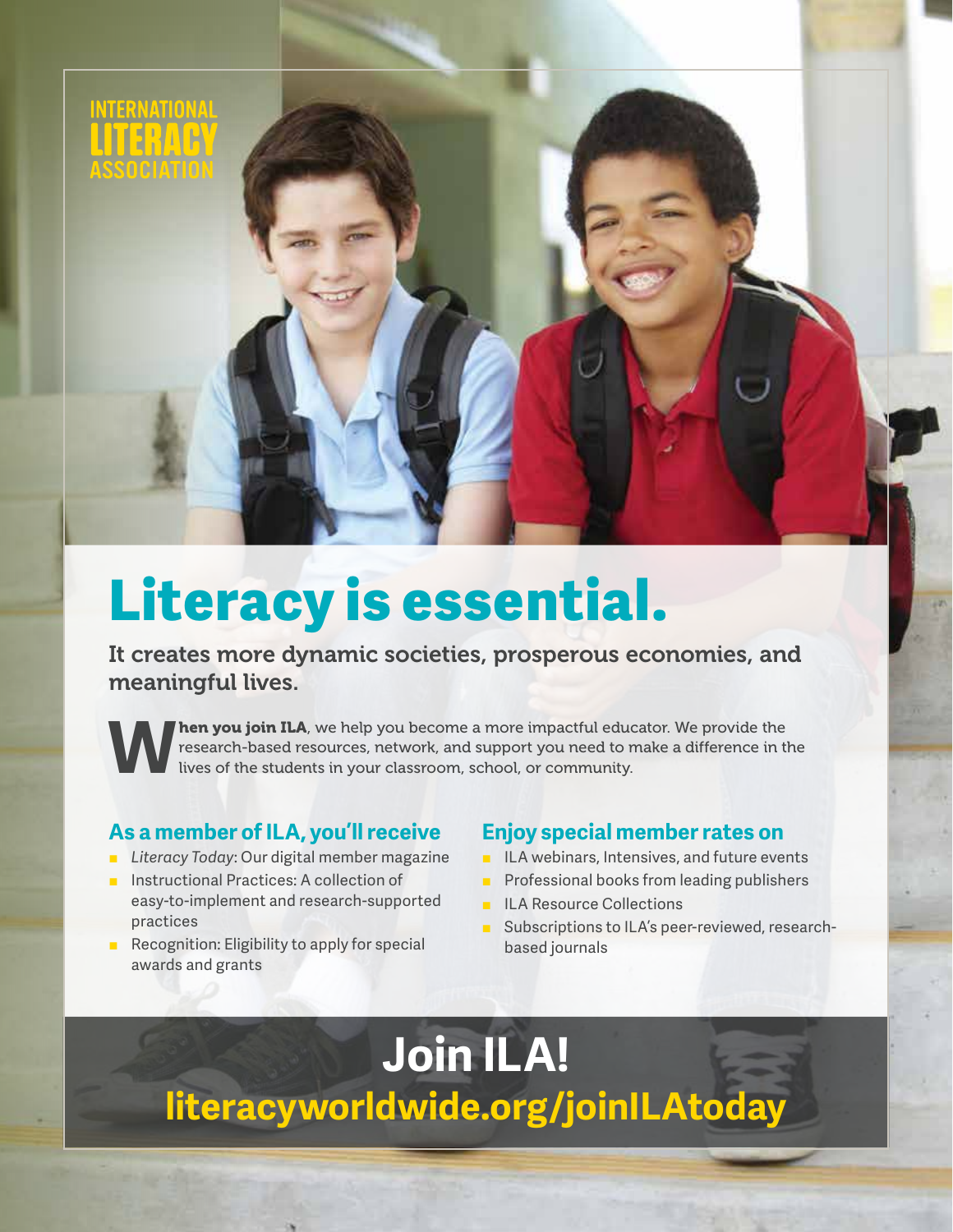INTERNATIONAL LITERACY ASSOCIATION

# Literacy is essential.

**It creates more dynamic societies, prosperous economies, and meaningful lives.**

**When you join ILA**, we help you become a more impactful educator. We provide the research-based resources, network, and support you need to make a difference in the lives of the students in your classroom, school, or community.

### As a member of ILA, you'll receive

- *Literacy Today*: Our digital member magazine
- Instructional Practices: A collection of easy-to-implement and research-supported practices
- Recognition: Eligibility to apply for special awards and grants

### Enjoy special member rates on

- ILA webinars, Intensives, and future events
- Professional books from leading publishers
- ILA Resource Collections
- Subscriptions to ILA's peer-reviewed, research-based journals

## Join ILA!

**literacyworldwide.org/joinILAtoday**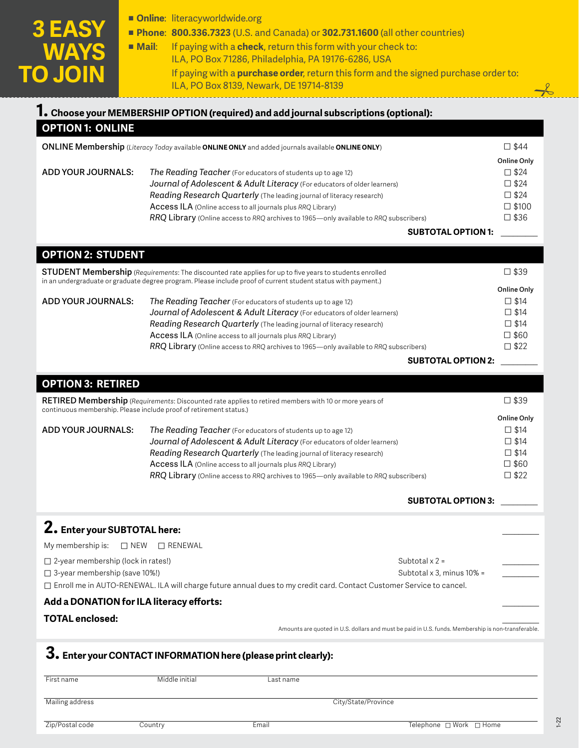# 3 EASY WAYS TO JOIN

- **Online**: literacyworldwide.org
- **Phone**: **800.336.7323** (U.S. and Canada) or **302.731.1600** (all other countries)
- **Mail**: If paying with a **check**, return this form with your check to: ILA, PO Box 71286, Philadelphia, PA 19176-6286, USA
  If paying with a **purchase order**, return this form and the signed purchase order to: ILA, PO Box 8139, Newark, DE 19714-8139

## 1. Choose your MEMBERSHIP OPTION (required) and add journal subscriptions (optional):

### OPTION 1: ONLINE

| | | |
|---|---|---|
| ONLINE Membership (*Literacy Today* available **ONLINE ONLY** and added journals available **ONLINE ONLY**) | | ☐ $44 |
| | | Online Only |
| ADD YOUR JOURNALS: | *The Reading Teacher* (For educators of students up to age 12) | ☐ $24 |
| | *Journal of Adolescent & Adult Literacy* (For educators of older learners) | ☐ $24 |
| | *Reading Research Quarterly* (The leading journal of literacy research) | ☐ $24 |
| | Access ILA (Online access to all journals plus *RRQ* Library) | ☐ $100 |
| | *RRQ* Library (Online access to *RRQ* archives to 1965—only available to *RRQ* subscribers) | ☐ $36 |
| | **SUBTOTAL OPTION 1:** | ________ |

### OPTION 2: STUDENT

| | | |
|---|---|---|
| STUDENT Membership (*Requirements*: The discounted rate applies for up to five years to students enrolled in an undergraduate or graduate degree program. Please include proof of current student status with payment.) | | ☐ $39 |
| | | Online Only |
| ADD YOUR JOURNALS: | *The Reading Teacher* (For educators of students up to age 12) | ☐ $14 |
| | *Journal of Adolescent & Adult Literacy* (For educators of older learners) | ☐ $14 |
| | *Reading Research Quarterly* (The leading journal of literacy research) | ☐ $14 |
| | Access ILA (Online access to all journals plus *RRQ* Library) | ☐ $60 |
| | *RRQ* Library (Online access to *RRQ* archives to 1965—only available to *RRQ* subscribers) | ☐ $22 |
| | **SUBTOTAL OPTION 2:** | ________ |

### OPTION 3: RETIRED

| | | |
|---|---|---|
| RETIRED Membership (*Requirements*: Discounted rate applies to retired members with 10 or more years of continuous membership. Please include proof of retirement status.) | | ☐ $39 |
| | | Online Only |
| ADD YOUR JOURNALS: | *The Reading Teacher* (For educators of students up to age 12) | ☐ $14 |
| | *Journal of Adolescent & Adult Literacy* (For educators of older learners) | ☐ $14 |
| | *Reading Research Quarterly* (The leading journal of literacy research) | ☐ $14 |
| | Access ILA (Online access to all journals plus *RRQ* Library) | ☐ $60 |
| | *RRQ* Library (Online access to *RRQ* archives to 1965—only available to *RRQ* subscribers) | ☐ $22 |
| | **SUBTOTAL OPTION 3:** | ________ |

## 2. Enter your SUBTOTAL here: ________

My membership is: ☐ NEW ☐ RENEWAL

☐ 2-year membership (lock in rates!) — Subtotal x 2 = ________

☐ 3-year membership (save 10%!) — Subtotal x 3, minus 10% = ________

☐ Enroll me in AUTO-RENEWAL. ILA will charge future annual dues to my credit card. Contact Customer Service to cancel.

**Add a DONATION for ILA literacy efforts:** ________

**TOTAL enclosed:** ________

Amounts are quoted in U.S. dollars and must be paid in U.S. funds. Membership is non-transferable.

## 3. Enter your CONTACT INFORMATION here (please print clearly):

First name ________ Middle initial ________ Last name ________

Mailing address ________ City/State/Province ________

Zip/Postal code ________ Country ________ Email ________ Telephone ☐ Work ☐ Home ________